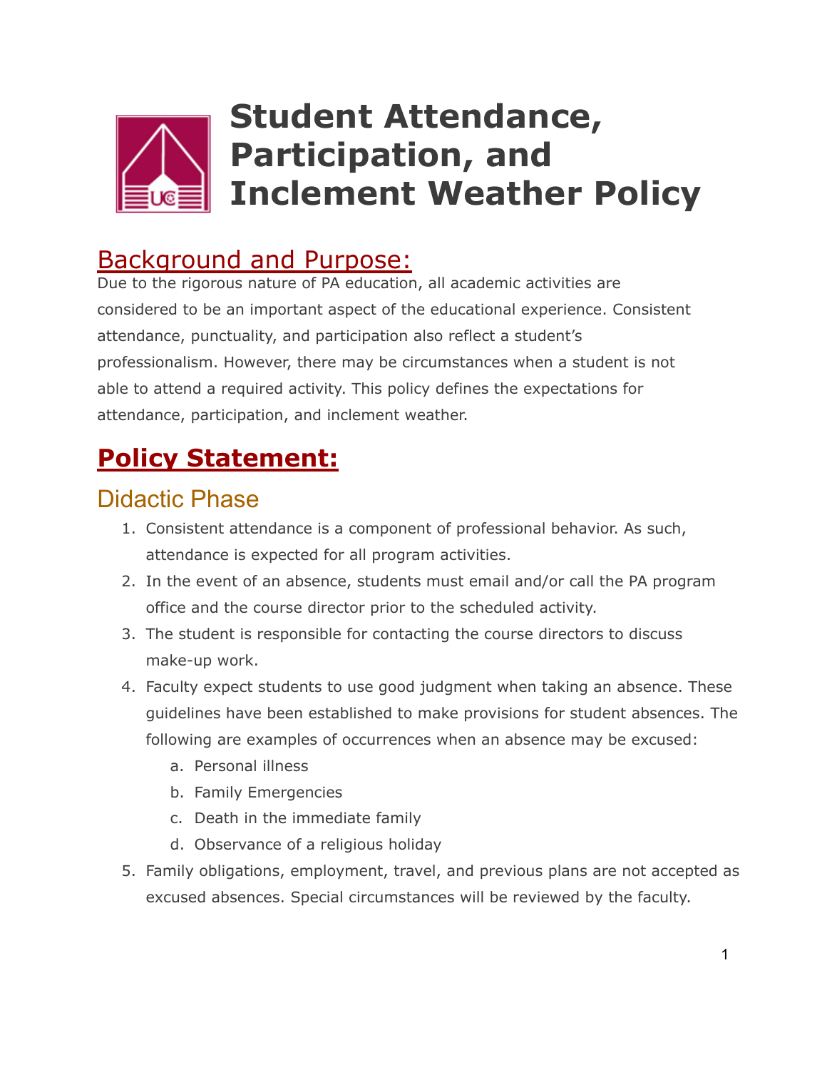# Student Attendance, Participation, and Inclement Weather Policy

## Background and Purpose:

Due to the rigorous nature of PA education, all academic activities are considered to be an important aspect of the educational experience. Consistent attendance, punctuality, and participation also reflect a student's professionalism. However, there may be circumstances when a student is not able to attend a required activity. This policy defines the expectations for attendance, participation, and inclement weather.

## Policy Statement:

### Didactic Phase

1. Consistent attendance is a component of professional behavior. As such, attendance is expected for all program activities.
2. In the event of an absence, students must email and/or call the PA program office and the course director prior to the scheduled activity.
3. The student is responsible for contacting the course directors to discuss make-up work.
4. Faculty expect students to use good judgment when taking an absence. These guidelines have been established to make provisions for student absences. The following are examples of occurrences when an absence may be excused:
    a. Personal illness
    b. Family Emergencies
    c. Death in the immediate family
    d. Observance of a religious holiday
5. Family obligations, employment, travel, and previous plans are not accepted as excused absences. Special circumstances will be reviewed by the faculty.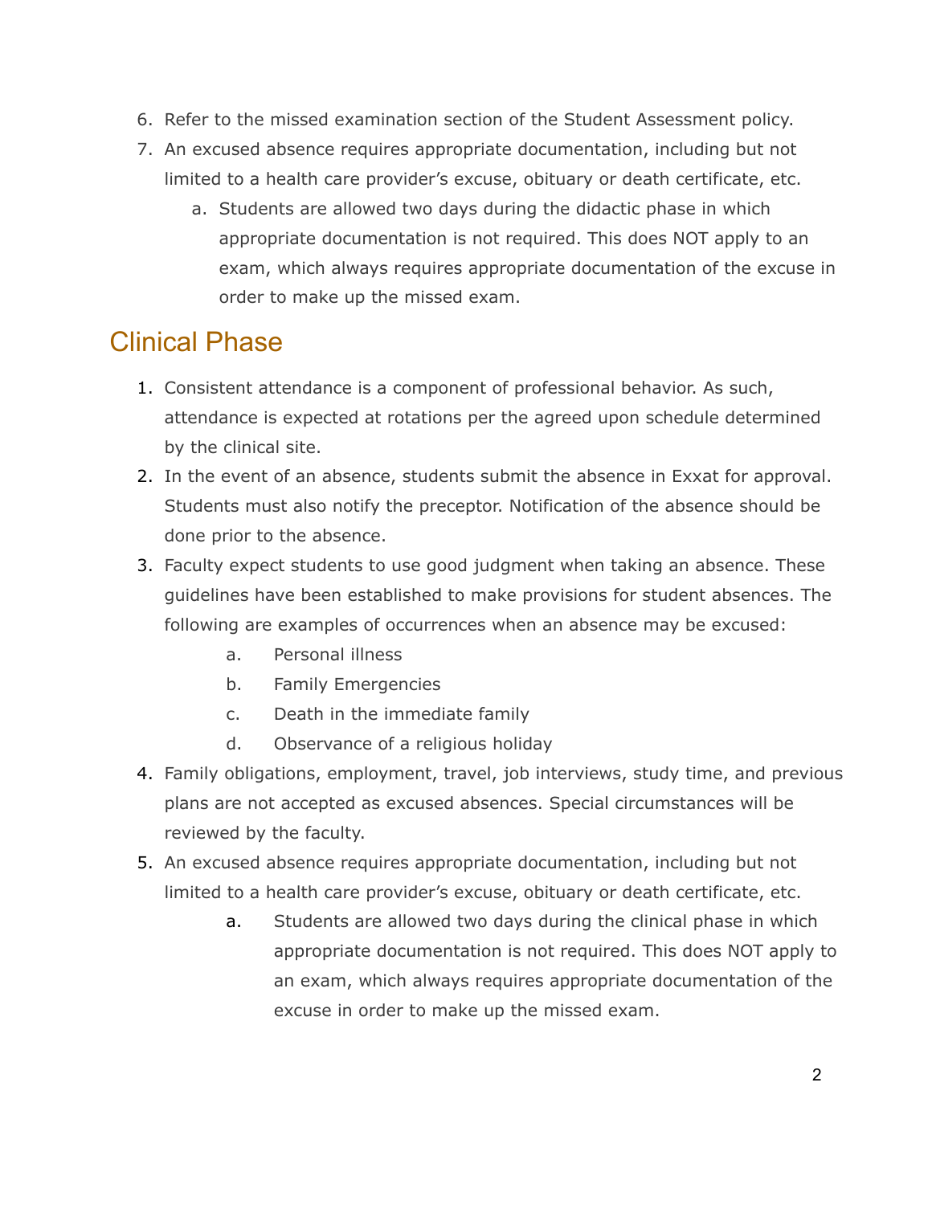6. Refer to the missed examination section of the Student Assessment policy.
7. An excused absence requires appropriate documentation, including but not limited to a health care provider's excuse, obituary or death certificate, etc.
    a. Students are allowed two days during the didactic phase in which appropriate documentation is not required. This does NOT apply to an exam, which always requires appropriate documentation of the excuse in order to make up the missed exam.

## Clinical Phase

1. Consistent attendance is a component of professional behavior. As such, attendance is expected at rotations per the agreed upon schedule determined by the clinical site.
2. In the event of an absence, students submit the absence in Exxat for approval. Students must also notify the preceptor. Notification of the absence should be done prior to the absence.
3. Faculty expect students to use good judgment when taking an absence. These guidelines have been established to make provisions for student absences. The following are examples of occurrences when an absence may be excused:
    a. Personal illness
    b. Family Emergencies
    c. Death in the immediate family
    d. Observance of a religious holiday
4. Family obligations, employment, travel, job interviews, study time, and previous plans are not accepted as excused absences. Special circumstances will be reviewed by the faculty.
5. An excused absence requires appropriate documentation, including but not limited to a health care provider's excuse, obituary or death certificate, etc.
    a. Students are allowed two days during the clinical phase in which appropriate documentation is not required. This does NOT apply to an exam, which always requires appropriate documentation of the excuse in order to make up the missed exam.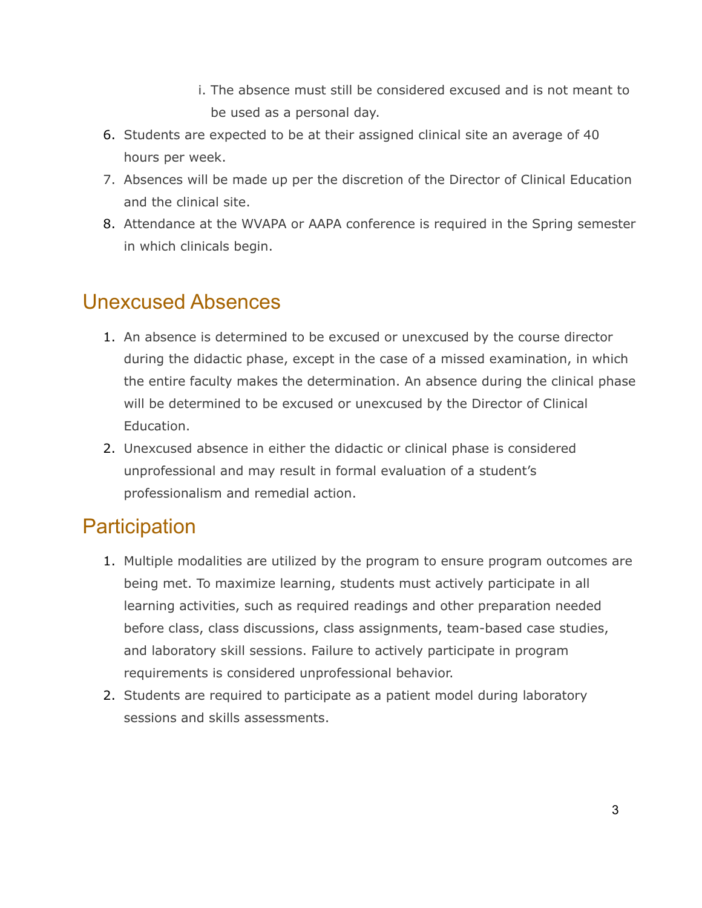i. The absence must still be considered excused and is not meant to be used as a personal day.

6. Students are expected to be at their assigned clinical site an average of 40 hours per week.
7. Absences will be made up per the discretion of the Director of Clinical Education and the clinical site.
8. Attendance at the WVAPA or AAPA conference is required in the Spring semester in which clinicals begin.

## Unexcused Absences

1. An absence is determined to be excused or unexcused by the course director during the didactic phase, except in the case of a missed examination, in which the entire faculty makes the determination. An absence during the clinical phase will be determined to be excused or unexcused by the Director of Clinical Education.
2. Unexcused absence in either the didactic or clinical phase is considered unprofessional and may result in formal evaluation of a student's professionalism and remedial action.

## Participation

1. Multiple modalities are utilized by the program to ensure program outcomes are being met. To maximize learning, students must actively participate in all learning activities, such as required readings and other preparation needed before class, class discussions, class assignments, team-based case studies, and laboratory skill sessions. Failure to actively participate in program requirements is considered unprofessional behavior.
2. Students are required to participate as a patient model during laboratory sessions and skills assessments.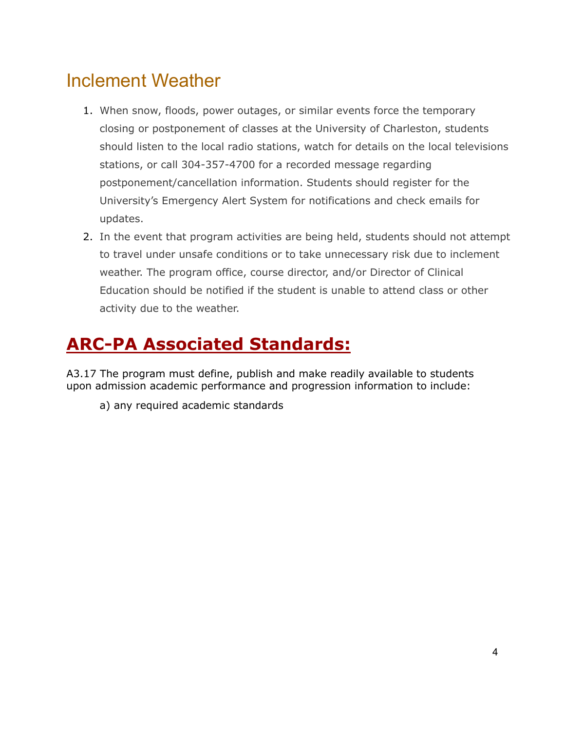## Inclement Weather

1. When snow, floods, power outages, or similar events force the temporary closing or postponement of classes at the University of Charleston, students should listen to the local radio stations, watch for details on the local televisions stations, or call 304-357-4700 for a recorded message regarding postponement/cancellation information. Students should register for the University's Emergency Alert System for notifications and check emails for updates.
2. In the event that program activities are being held, students should not attempt to travel under unsafe conditions or to take unnecessary risk due to inclement weather. The program office, course director, and/or Director of Clinical Education should be notified if the student is unable to attend class or other activity due to the weather.

## **ARC-PA Associated Standards:**

A3.17 The program must define, publish and make readily available to students upon admission academic performance and progression information to include:

a) any required academic standards